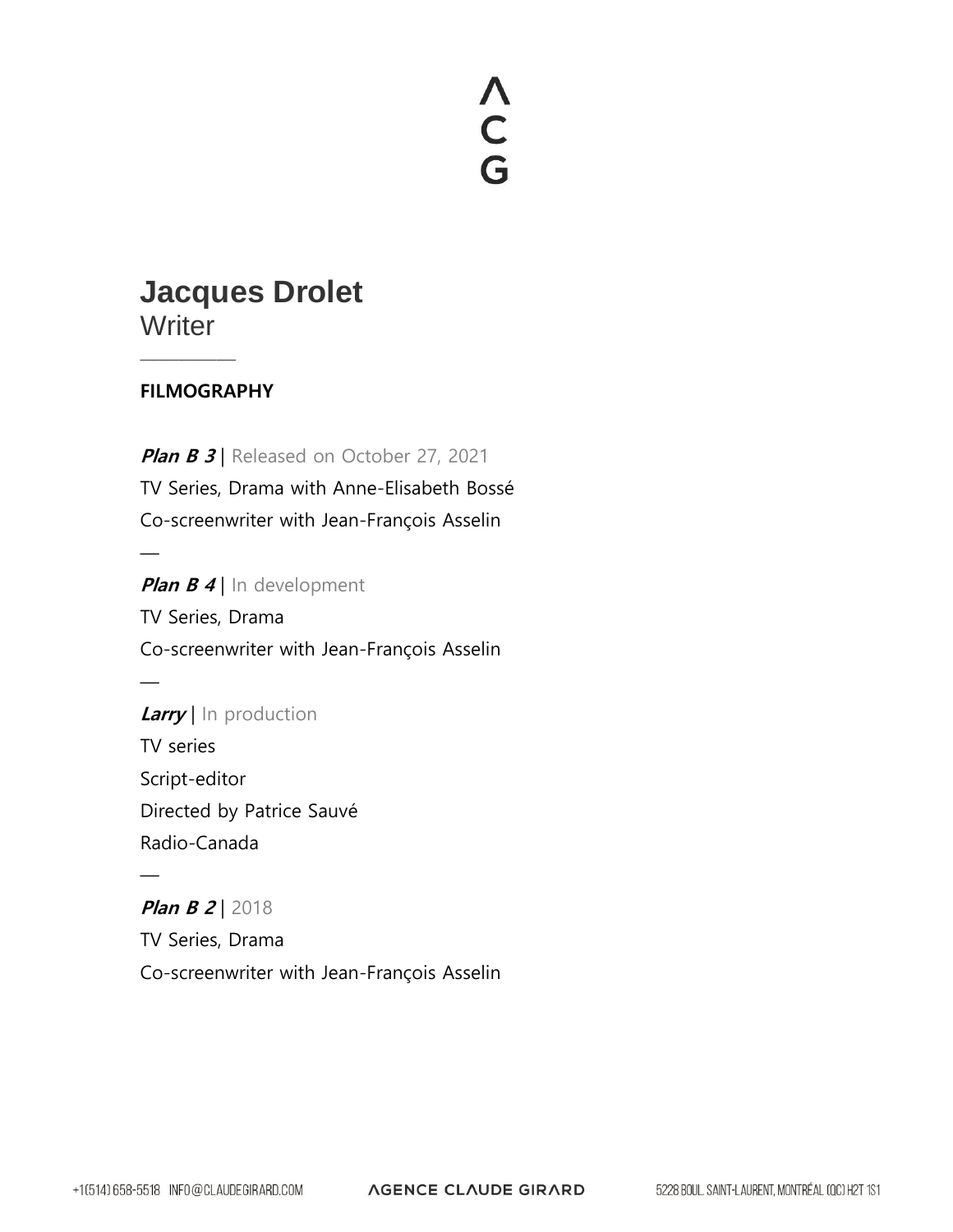# Jacques Drolet

Writer

---

## FILMOGRAPHY

***Plan B 3*** | Released on October 27, 2021
TV Series, Drama with Anne-Elisabeth Bossé
Co-screenwriter with Jean-François Asselin

—

***Plan B 4*** | In development
TV Series, Drama
Co-screenwriter with Jean-François Asselin

—

***Larry*** | In production
TV series
Script-editor
Directed by Patrice Sauvé
Radio-Canada

—

***Plan B 2*** | 2018
TV Series, Drama
Co-screenwriter with Jean-François Asselin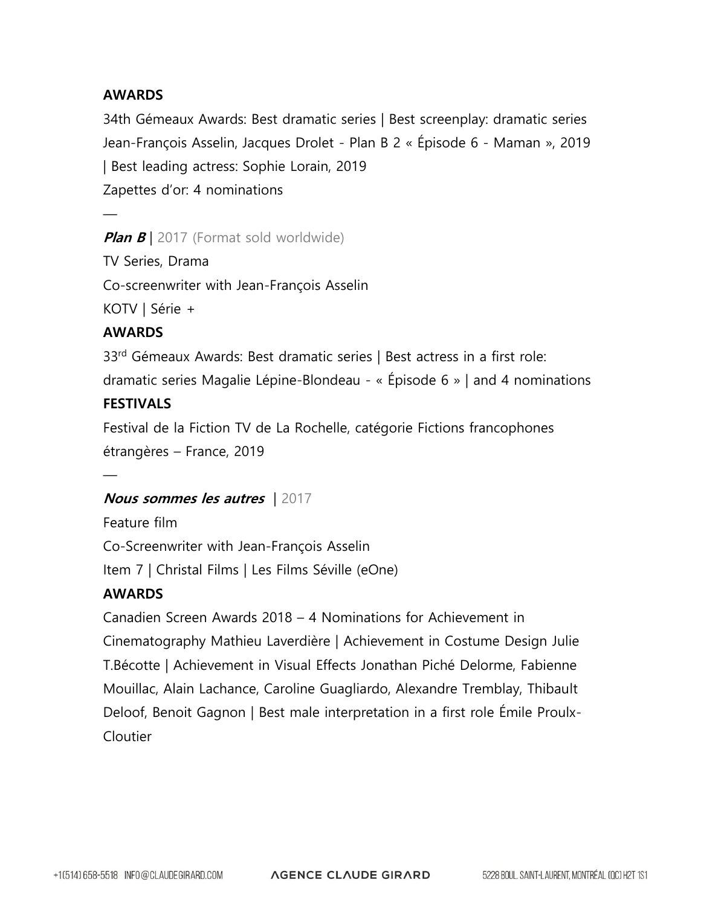**AWARDS**

34th Gémeaux Awards: Best dramatic series | Best screenplay: dramatic series Jean-François Asselin, Jacques Drolet - Plan B 2 « Épisode 6 - Maman », 2019 | Best leading actress: Sophie Lorain, 2019

Zapettes d'or: 4 nominations

—

***Plan B*** | 2017 (Format sold worldwide)

TV Series, Drama

Co-screenwriter with Jean-François Asselin

KOTV | Série +

**AWARDS**

33rd Gémeaux Awards: Best dramatic series | Best actress in a first role: dramatic series Magalie Lépine-Blondeau - « Épisode 6 » | and 4 nominations

**FESTIVALS**

Festival de la Fiction TV de La Rochelle, catégorie Fictions francophones étrangères – France, 2019

—

***Nous sommes les autres*** | 2017

Feature film

Co-Screenwriter with Jean-François Asselin

Item 7 | Christal Films | Les Films Séville (eOne)

**AWARDS**

Canadien Screen Awards 2018 – 4 Nominations for Achievement in Cinematography Mathieu Laverdière | Achievement in Costume Design Julie T.Bécotte | Achievement in Visual Effects Jonathan Piché Delorme, Fabienne Mouillac, Alain Lachance, Caroline Guagliardo, Alexandre Tremblay, Thibault Deloof, Benoit Gagnon | Best male interpretation in a first role Émile Proulx-Cloutier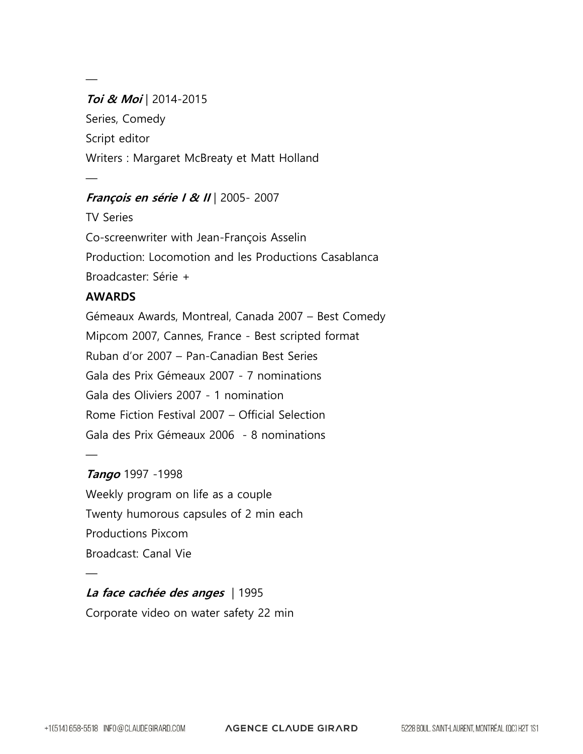—

***Toi & Moi*** | 2014-2015

Series, Comedy

Script editor

Writers : Margaret McBreaty et Matt Holland

—

***François en série I & II*** | 2005- 2007

TV Series

Co-screenwriter with Jean-François Asselin

Production: Locomotion and les Productions Casablanca

Broadcaster: Série +

**AWARDS**

Gémeaux Awards, Montreal, Canada 2007 – Best Comedy

Mipcom 2007, Cannes, France - Best scripted format

Ruban d'or 2007 – Pan-Canadian Best Series

Gala des Prix Gémeaux 2007 - 7 nominations

Gala des Oliviers 2007 - 1 nomination

Rome Fiction Festival 2007 – Official Selection

Gala des Prix Gémeaux 2006 - 8 nominations

—

***Tango*** 1997 -1998

Weekly program on life as a couple

Twenty humorous capsules of 2 min each

Productions Pixcom

Broadcast: Canal Vie

—

***La face cachée des anges*** | 1995

Corporate video on water safety 22 min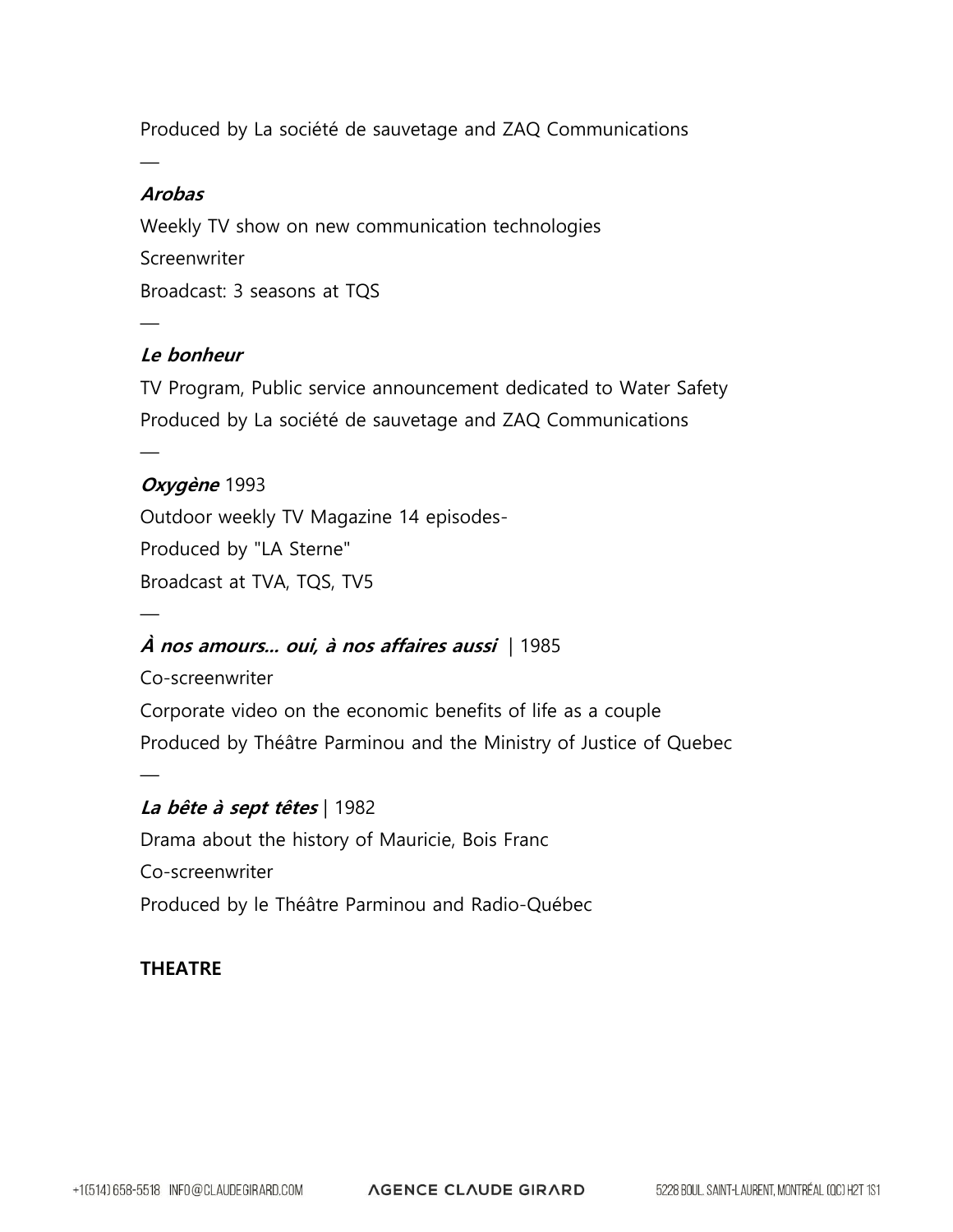Produced by La société de sauvetage and ZAQ Communications

—

***Arobas***

Weekly TV show on new communication technologies

Screenwriter

Broadcast: 3 seasons at TQS

—

***Le bonheur***

TV Program, Public service announcement dedicated to Water Safety

Produced by La société de sauvetage and ZAQ Communications

—

***Oxygène*** 1993

Outdoor weekly TV Magazine 14 episodes-

Produced by "LA Sterne"

Broadcast at TVA, TQS, TV5

—

***À nos amours… oui, à nos affaires aussi*** | 1985

Co-screenwriter

Corporate video on the economic benefits of life as a couple

Produced by Théâtre Parminou and the Ministry of Justice of Quebec

—

***La bête à sept têtes*** | 1982

Drama about the history of Mauricie, Bois Franc

Co-screenwriter

Produced by le Théâtre Parminou and Radio-Québec

**THEATRE**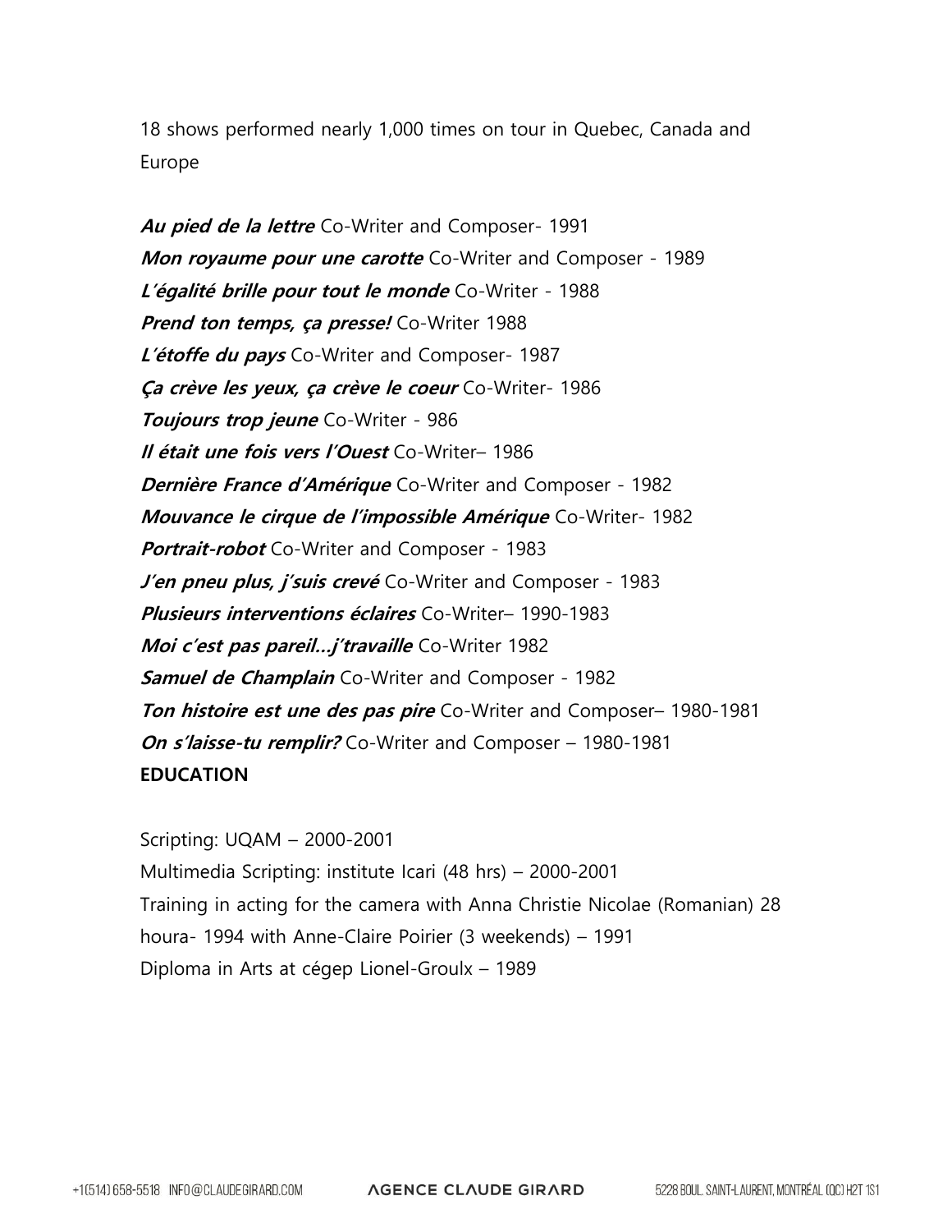18 shows performed nearly 1,000 times on tour in Quebec, Canada and Europe

***Au pied de la lettre*** Co-Writer and Composer- 1991
***Mon royaume pour une carotte*** Co-Writer and Composer - 1989
***L'égalité brille pour tout le monde*** Co-Writer - 1988
***Prend ton temps, ça presse!*** Co-Writer 1988
***L'étoffe du pays*** Co-Writer and Composer- 1987
***Ça crève les yeux, ça crève le coeur*** Co-Writer- 1986
***Toujours trop jeune*** Co-Writer - 986
***Il était une fois vers l'Ouest*** Co-Writer– 1986
***Dernière France d'Amérique*** Co-Writer and Composer - 1982
***Mouvance le cirque de l'impossible Amérique*** Co-Writer- 1982
***Portrait-robot*** Co-Writer and Composer - 1983
***J'en pneu plus, j'suis crevé*** Co-Writer and Composer - 1983
***Plusieurs interventions éclaires*** Co-Writer– 1990-1983
***Moi c'est pas pareil…j'travaille*** Co-Writer 1982
***Samuel de Champlain*** Co-Writer and Composer - 1982
***Ton histoire est une des pas pire*** Co-Writer and Composer– 1980-1981
***On s'laisse-tu remplir?*** Co-Writer and Composer – 1980-1981

**EDUCATION**

Scripting: UQAM – 2000-2001
Multimedia Scripting: institute Icari (48 hrs) – 2000-2001
Training in acting for the camera with Anna Christie Nicolae (Romanian) 28 houra- 1994 with Anne-Claire Poirier (3 weekends) – 1991
Diploma in Arts at cégep Lionel-Groulx – 1989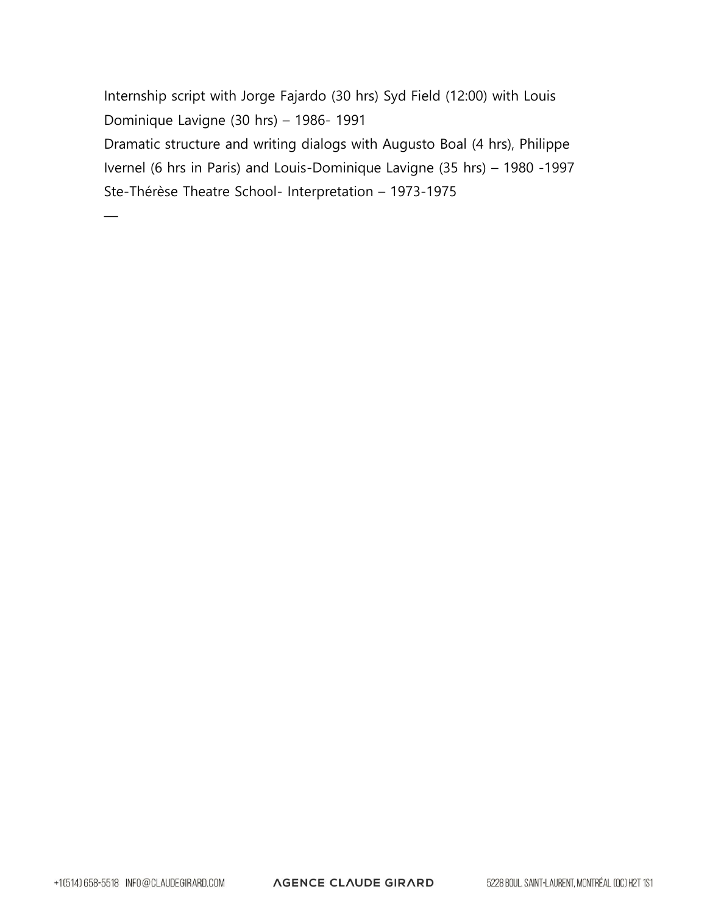Internship script with Jorge Fajardo (30 hrs) Syd Field (12:00) with Louis Dominique Lavigne (30 hrs) – 1986- 1991

Dramatic structure and writing dialogs with Augusto Boal (4 hrs), Philippe Ivernel (6 hrs in Paris) and Louis-Dominique Lavigne (35 hrs) – 1980 -1997

Ste-Thérèse Theatre School- Interpretation – 1973-1975

—